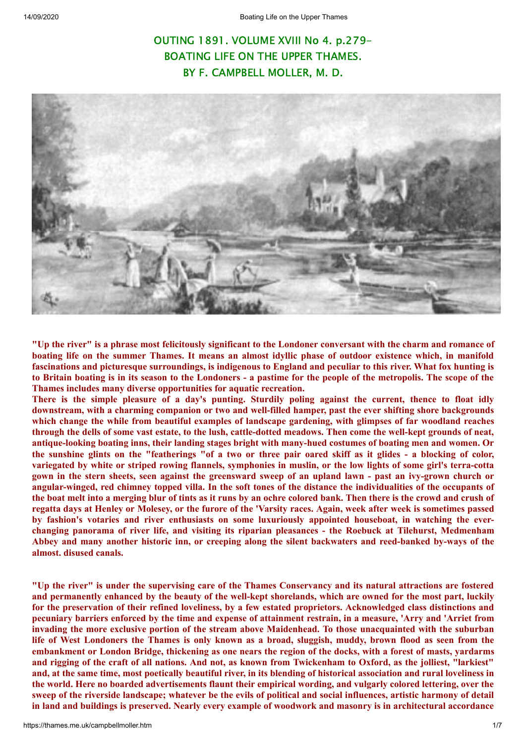# OUTING 1891. VOLUME XVIII No 4. p.279-
# BOATING LIFE ON THE UPPER THAMES.
# BY F. CAMPBELL MOLLER, M. D.

**"Up the river" is a phrase most felicitously significant to the Londoner conversant with the charm and romance of boating life on the summer Thames. It means an almost idyllic phase of outdoor existence which, in manifold fascinations and picturesque surroundings, is indigenous to England and peculiar to this river. What fox hunting is to Britain boating is in its season to the Londoners - a pastime for the people of the metropolis. The scope of the Thames includes many diverse opportunities for aquatic recreation.**

**There is the simple pleasure of a day's punting. Sturdily poling against the current, thence to float idly downstream, with a charming companion or two and well-filled hamper, past the ever shifting shore backgrounds which change the while from beautiful examples of landscape gardening, with glimpses of far woodland reaches through the dells of some vast estate, to the lush, cattle-dotted meadows. Then come the well-kept grounds of neat, antique-looking boating inns, their landing stages bright with many-hued costumes of boating men and women. Or the sunshine glints on the "featherings "of a two or three pair oared skiff as it glides - a blocking of color, variegated by white or striped rowing flannels, symphonies in muslin, or the low lights of some girl's terra-cotta gown in the stern sheets, seen against the greensward sweep of an upland lawn - past an ivy-grown church or angular-winged, red chimney topped villa. In the soft tones of the distance the individualities of the occupants of the boat melt into a merging blur of tints as it runs by an ochre colored bank. Then there is the crowd and crush of regatta days at Henley or Molesey, or the furore of the 'Varsity races. Again, week after week is sometimes passed by fashion's votaries and river enthusiasts on some luxuriously appointed houseboat, in watching the ever-changing panorama of river life, and visiting its riparian pleasances - the Roebuck at Tilehurst, Medmenham Abbey and many another historic inn, or creeping along the silent backwaters and reed-banked by-ways of the almost. disused canals.**

**"Up the river" is under the supervising care of the Thames Conservancy and its natural attractions are fostered and permanently enhanced by the beauty of the well-kept shorelands, which are owned for the most part, luckily for the preservation of their refined loveliness, by a few estated proprietors. Acknowledged class distinctions and pecuniary barriers enforced by the time and expense of attainment restrain, in a measure, 'Arry and 'Arriet from invading the more exclusive portion of the stream above Maidenhead. To those unacquainted with the suburban life of West Londoners the Thames is only known as a broad, sluggish, muddy, brown flood as seen from the embankment or London Bridge, thickening as one nears the region of the docks, with a forest of masts, yardarms and rigging of the craft of all nations. And not, as known from Twickenham to Oxford, as the jolliest, "larkiest" and, at the same time, most poetically beautiful river, in its blending of historical association and rural loveliness in the world. Here no boarded advertisements flaunt their empirical wording, and vulgarly colored lettering, over the sweep of the riverside landscape; whatever be the evils of political and social influences, artistic harmony of detail in land and buildings is preserved. Nearly every example of woodwork and masonry is in architectural accordance**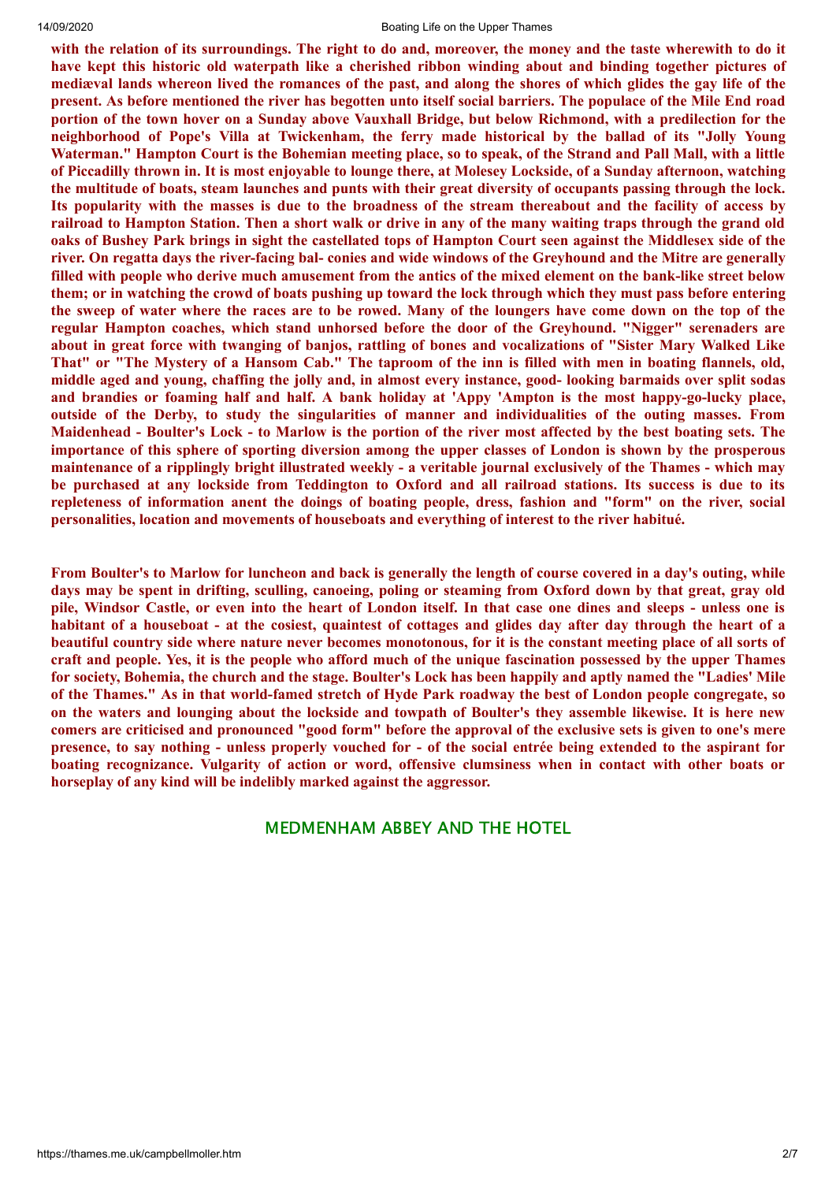**with the relation of its surroundings. The right to do and, moreover, the money and the taste wherewith to do it have kept this historic old waterpath like a cherished ribbon winding about and binding together pictures of mediæval lands whereon lived the romances of the past, and along the shores of which glides the gay life of the present. As before mentioned the river has begotten unto itself social barriers. The populace of the Mile End road portion of the town hover on a Sunday above Vauxhall Bridge, but below Richmond, with a predilection for the neighborhood of Pope's Villa at Twickenham, the ferry made historical by the ballad of its "Jolly Young Waterman." Hampton Court is the Bohemian meeting place, so to speak, of the Strand and Pall Mall, with a little of Piccadilly thrown in. It is most enjoyable to lounge there, at Molesey Lockside, of a Sunday afternoon, watching the multitude of boats, steam launches and punts with their great diversity of occupants passing through the lock. Its popularity with the masses is due to the broadness of the stream thereabout and the facility of access by railroad to Hampton Station. Then a short walk or drive in any of the many waiting traps through the grand old oaks of Bushey Park brings in sight the castellated tops of Hampton Court seen against the Middlesex side of the river. On regatta days the river-facing bal- conies and wide windows of the Greyhound and the Mitre are generally filled with people who derive much amusement from the antics of the mixed element on the bank-like street below them; or in watching the crowd of boats pushing up toward the lock through which they must pass before entering the sweep of water where the races are to be rowed. Many of the loungers have come down on the top of the regular Hampton coaches, which stand unhorsed before the door of the Greyhound. "Nigger" serenaders are about in great force with twanging of banjos, rattling of bones and vocalizations of "Sister Mary Walked Like That" or "The Mystery of a Hansom Cab." The taproom of the inn is filled with men in boating flannels, old, middle aged and young, chaffing the jolly and, in almost every instance, good- looking barmaids over split sodas and brandies or foaming half and half. A bank holiday at 'Appy 'Ampton is the most happy-go-lucky place, outside of the Derby, to study the singularities of manner and individualities of the outing masses. From Maidenhead - Boulter's Lock - to Marlow is the portion of the river most affected by the best boating sets. The importance of this sphere of sporting diversion among the upper classes of London is shown by the prosperous maintenance of a ripplingly bright illustrated weekly - a veritable journal exclusively of the Thames - which may be purchased at any lockside from Teddington to Oxford and all railroad stations. Its success is due to its repleteness of information anent the doings of boating people, dress, fashion and "form" on the river, social personalities, location and movements of houseboats and everything of interest to the river habitué.**

**From Boulter's to Marlow for luncheon and back is generally the length of course covered in a day's outing, while days may be spent in drifting, sculling, canoeing, poling or steaming from Oxford down by that great, gray old pile, Windsor Castle, or even into the heart of London itself. In that case one dines and sleeps - unless one is habitant of a houseboat - at the cosiest, quaintest of cottages and glides day after day through the heart of a beautiful country side where nature never becomes monotonous, for it is the constant meeting place of all sorts of craft and people. Yes, it is the people who afford much of the unique fascination possessed by the upper Thames for society, Bohemia, the church and the stage. Boulter's Lock has been happily and aptly named the "Ladies' Mile of the Thames." As in that world-famed stretch of Hyde Park roadway the best of London people congregate, so on the waters and lounging about the lockside and towpath of Boulter's they assemble likewise. It is here new comers are criticised and pronounced "good form" before the approval of the exclusive sets is given to one's mere presence, to say nothing - unless properly vouched for - of the social entrée being extended to the aspirant for boating recognizance. Vulgarity of action or word, offensive clumsiness when in contact with other boats or horseplay of any kind will be indelibly marked against the aggressor.**

## MEDMENHAM ABBEY AND THE HOTEL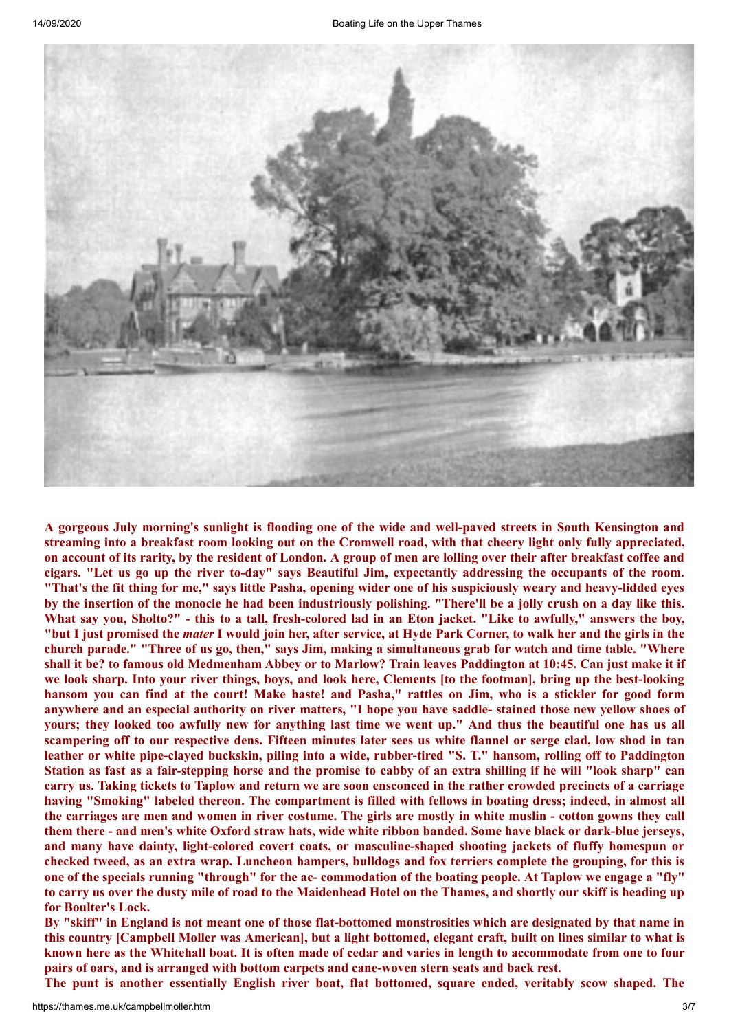**A gorgeous July morning's sunlight is flooding one of the wide and well-paved streets in South Kensington and streaming into a breakfast room looking out on the Cromwell road, with that cheery light only fully appreciated, on account of its rarity, by the resident of London. A group of men are lolling over their after breakfast coffee and cigars. "Let us go up the river to-day" says Beautiful Jim, expectantly addressing the occupants of the room. "That's the fit thing for me," says little Pasha, opening wider one of his suspiciously weary and heavy-lidded eyes by the insertion of the monocle he had been industriously polishing. "There'll be a jolly crush on a day like this. What say you, Sholto?" - this to a tall, fresh-colored lad in an Eton jacket. "Like to awfully," answers the boy, "but I just promised the *mater* I would join her, after service, at Hyde Park Corner, to walk her and the girls in the church parade." "Three of us go, then," says Jim, making a simultaneous grab for watch and time table. "Where shall it be? to famous old Medmenham Abbey or to Marlow? Train leaves Paddington at 10:45. Can just make it if we look sharp. Into your river things, boys, and look here, Clements [to the footman], bring up the best-looking hansom you can find at the court! Make haste! and Pasha," rattles on Jim, who is a stickler for good form anywhere and an especial authority on river matters, "I hope you have saddle- stained those new yellow shoes of yours; they looked too awfully new for anything last time we went up." And thus the beautiful one has us all scampering off to our respective dens. Fifteen minutes later sees us white flannel or serge clad, low shod in tan leather or white pipe-clayed buckskin, piling into a wide, rubber-tired "S. T." hansom, rolling off to Paddington Station as fast as a fair-stepping horse and the promise to cabby of an extra shilling if he will "look sharp" can carry us. Taking tickets to Taplow and return we are soon ensconced in the rather crowded precincts of a carriage having "Smoking" labeled thereon. The compartment is filled with fellows in boating dress; indeed, in almost all the carriages are men and women in river costume. The girls are mostly in white muslin - cotton gowns they call them there - and men's white Oxford straw hats, wide white ribbon banded. Some have black or dark-blue jerseys, and many have dainty, light-colored covert coats, or masculine-shaped shooting jackets of fluffy homespun or checked tweed, as an extra wrap. Luncheon hampers, bulldogs and fox terriers complete the grouping, for this is one of the specials running "through" for the ac- commodation of the boating people. At Taplow we engage a "fly" to carry us over the dusty mile of road to the Maidenhead Hotel on the Thames, and shortly our skiff is heading up for Boulter's Lock.**

**By "skiff" in England is not meant one of those flat-bottomed monstrosities which are designated by that name in this country [Campbell Moller was American], but a light bottomed, elegant craft, built on lines similar to what is known here as the Whitehall boat. It is often made of cedar and varies in length to accommodate from one to four pairs of oars, and is arranged with bottom carpets and cane-woven stern seats and back rest.**

**The punt is another essentially English river boat, flat bottomed, square ended, veritably scow shaped. The**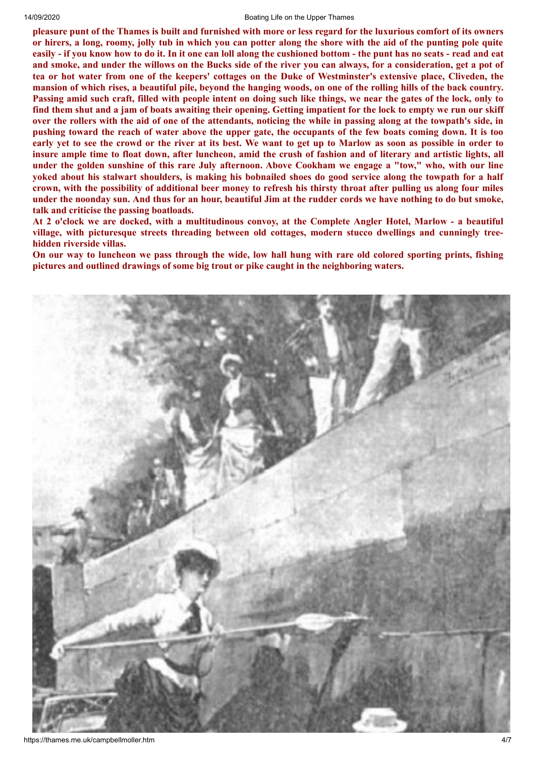**pleasure punt of the Thames is built and furnished with more or less regard for the luxurious comfort of its owners or hirers, a long, roomy, jolly tub in which you can potter along the shore with the aid of the punting pole quite easily - if you know how to do it. In it one can loll along the cushioned bottom - the punt has no seats - read and eat and smoke, and under the willows on the Bucks side of the river you can always, for a consideration, get a pot of tea or hot water from one of the keepers' cottages on the Duke of Westminster's extensive place, Cliveden, the mansion of which rises, a beautiful pile, beyond the hanging woods, on one of the rolling hills of the back country. Passing amid such craft, filled with people intent on doing such like things, we near the gates of the lock, only to find them shut and a jam of boats awaiting their opening. Getting impatient for the lock to empty we run our skiff over the rollers with the aid of one of the attendants, noticing the while in passing along at the towpath's side, in pushing toward the reach of water above the upper gate, the occupants of the few boats coming down. It is too early yet to see the crowd or the river at its best. We want to get up to Marlow as soon as possible in order to insure ample time to float down, after luncheon, amid the crush of fashion and of literary and artistic lights, all under the golden sunshine of this rare July afternoon. Above Cookham we engage a "tow," who, with our line yoked about his stalwart shoulders, is making his bobnailed shoes do good service along the towpath for a half crown, with the possibility of additional beer money to refresh his thirsty throat after pulling us along four miles under the noonday sun. And thus for an hour, beautiful Jim at the rudder cords we have nothing to do but smoke, talk and criticise the passing boatloads.**

**At 2 o'clock we are docked, with a multitudinous convoy, at the Complete Angler Hotel, Marlow - a beautiful village, with picturesque streets threading between old cottages, modern stucco dwellings and cunningly tree-hidden riverside villas.**

**On our way to luncheon we pass through the wide, low hall hung with rare old colored sporting prints, fishing pictures and outlined drawings of some big trout or pike caught in the neighboring waters.**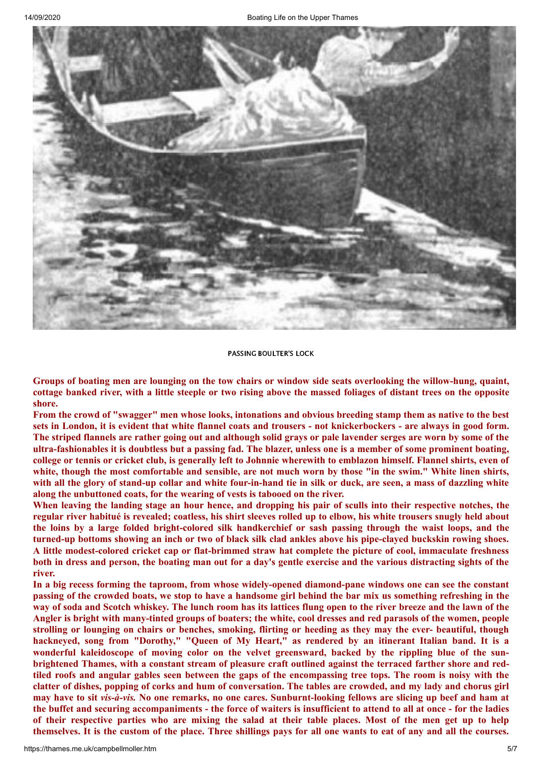PASSING BOULTER'S LOCK

**Groups of boating men are lounging on the tow chairs or window side seats overlooking the willow-hung, quaint, cottage banked river, with a little steeple or two rising above the massed foliages of distant trees on the opposite shore.**

**From the crowd of "swagger" men whose looks, intonations and obvious breeding stamp them as native to the best sets in London, it is evident that white flannel coats and trousers - not knickerbockers - are always in good form. The striped flannels are rather going out and although solid grays or pale lavender serges are worn by some of the ultra-fashionables it is doubtless but a passing fad. The blazer, unless one is a member of some prominent boating, college or tennis or cricket club, is generally left to Johnnie wherewith to emblazon himself. Flannel shirts, even of white, though the most comfortable and sensible, are not much worn by those "in the swim." White linen shirts, with all the glory of stand-up collar and white four-in-hand tie in silk or duck, are seen, a mass of dazzling white along the unbuttoned coats, for the wearing of vests is tabooed on the river.**

**When leaving the landing stage an hour hence, and dropping his pair of sculls into their respective notches, the regular river habitué is revealed; coatless, his shirt sleeves rolled up to elbow, his white trousers snugly held about the loins by a large folded bright-colored silk handkerchief or sash passing through the waist loops, and the turned-up bottoms showing an inch or two of black silk clad ankles above his pipe-clayed buckskin rowing shoes. A little modest-colored cricket cap or flat-brimmed straw hat complete the picture of cool, immaculate freshness both in dress and person, the boating man out for a day's gentle exercise and the various distracting sights of the river.**

**In a big recess forming the taproom, from whose widely-opened diamond-pane windows one can see the constant passing of the crowded boats, we stop to have a handsome girl behind the bar mix us something refreshing in the way of soda and Scotch whiskey. The lunch room has its lattices flung open to the river breeze and the lawn of the Angler is bright with many-tinted groups of boaters; the white, cool dresses and red parasols of the women, people strolling or lounging on chairs or benches, smoking, flirting or heeding as they may the ever- beautiful, though hackneyed, song from "Dorothy," "Queen of My Heart," as rendered by an itinerant Italian band. It is a wonderful kaleidoscope of moving color on the velvet greensward, backed by the rippling blue of the sun-brightened Thames, with a constant stream of pleasure craft outlined against the terraced farther shore and red-tiled roofs and angular gables seen between the gaps of the encompassing tree tops. The room is noisy with the clatter of dishes, popping of corks and hum of conversation. The tables are crowded, and my lady and chorus girl may have to sit *vis-à-vis.* No one remarks, no one cares. Sunburnt-looking fellows are slicing up beef and ham at the buffet and securing accompaniments - the force of waiters is insufficient to attend to all at once - for the ladies of their respective parties who are mixing the salad at their table places. Most of the men get up to help themselves. It is the custom of the place. Three shillings pays for all one wants to eat of any and all the courses.**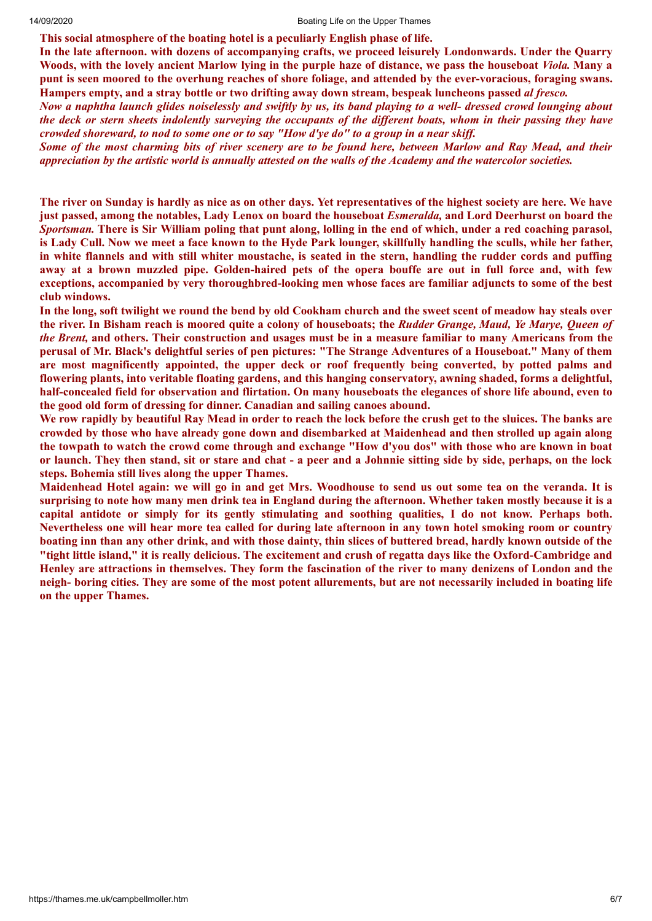**This social atmosphere of the boating hotel is a peculiarly English phase of life.**

**In the late afternoon. with dozens of accompanying crafts, we proceed leisurely Londonwards. Under the Quarry Woods, with the lovely ancient Marlow lying in the purple haze of distance, we pass the houseboat *Viola.* Many a punt is seen moored to the overhung reaches of shore foliage, and attended by the ever-voracious, foraging swans. Hampers empty, and a stray bottle or two drifting away down stream, bespeak luncheons passed *al fresco.***

***Now a naphtha launch glides noiselessly and swiftly by us, its band playing to a well- dressed crowd lounging about the deck or stern sheets indolently surveying the occupants of the different boats, whom in their passing they have crowded shoreward, to nod to some one or to say "How d'ye do" to a group in a near skiff.***

***Some of the most charming bits of river scenery are to be found here, between Marlow and Ray Mead, and their appreciation by the artistic world is annually attested on the walls of the Academy and the watercolor societies.***

**The river on Sunday is hardly as nice as on other days. Yet representatives of the highest society are here. We have just passed, among the notables, Lady Lenox on board the houseboat *Esmeralda,* and Lord Deerhurst on board the *Sportsman.* There is Sir William poling that punt along, lolling in the end of which, under a red coaching parasol, is Lady Cull. Now we meet a face known to the Hyde Park lounger, skillfully handling the sculls, while her father, in white flannels and with still whiter moustache, is seated in the stern, handling the rudder cords and puffing away at a brown muzzled pipe. Golden-haired pets of the opera bouffe are out in full force and, with few exceptions, accompanied by very thoroughbred-looking men whose faces are familiar adjuncts to some of the best club windows.**

**In the long, soft twilight we round the bend by old Cookham church and the sweet scent of meadow hay steals over the river. In Bisham reach is moored quite a colony of houseboats; the *Rudder Grange, Maud, Ye Marye, Queen of the Brent,* and others. Their construction and usages must be in a measure familiar to many Americans from the perusal of Mr. Black's delightful series of pen pictures: "The Strange Adventures of a Houseboat." Many of them are most magnificently appointed, the upper deck or roof frequently being converted, by potted palms and flowering plants, into veritable floating gardens, and this hanging conservatory, awning shaded, forms a delightful, half-concealed field for observation and flirtation. On many houseboats the elegances of shore life abound, even to the good old form of dressing for dinner. Canadian and sailing canoes abound.**

**We row rapidly by beautiful Ray Mead in order to reach the lock before the crush get to the sluices. The banks are crowded by those who have already gone down and disembarked at Maidenhead and then strolled up again along the towpath to watch the crowd come through and exchange "How d'you dos" with those who are known in boat or launch. They then stand, sit or stare and chat - a peer and a Johnnie sitting side by side, perhaps, on the lock steps. Bohemia still lives along the upper Thames.**

**Maidenhead Hotel again: we will go in and get Mrs. Woodhouse to send us out some tea on the veranda. It is surprising to note how many men drink tea in England during the afternoon. Whether taken mostly because it is a capital antidote or simply for its gently stimulating and soothing qualities, I do not know. Perhaps both. Nevertheless one will hear more tea called for during late afternoon in any town hotel smoking room or country boating inn than any other drink, and with those dainty, thin slices of buttered bread, hardly known outside of the "tight little island," it is really delicious. The excitement and crush of regatta days like the Oxford-Cambridge and Henley are attractions in themselves. They form the fascination of the river to many denizens of London and the neigh- boring cities. They are some of the most potent allurements, but are not necessarily included in boating life on the upper Thames.**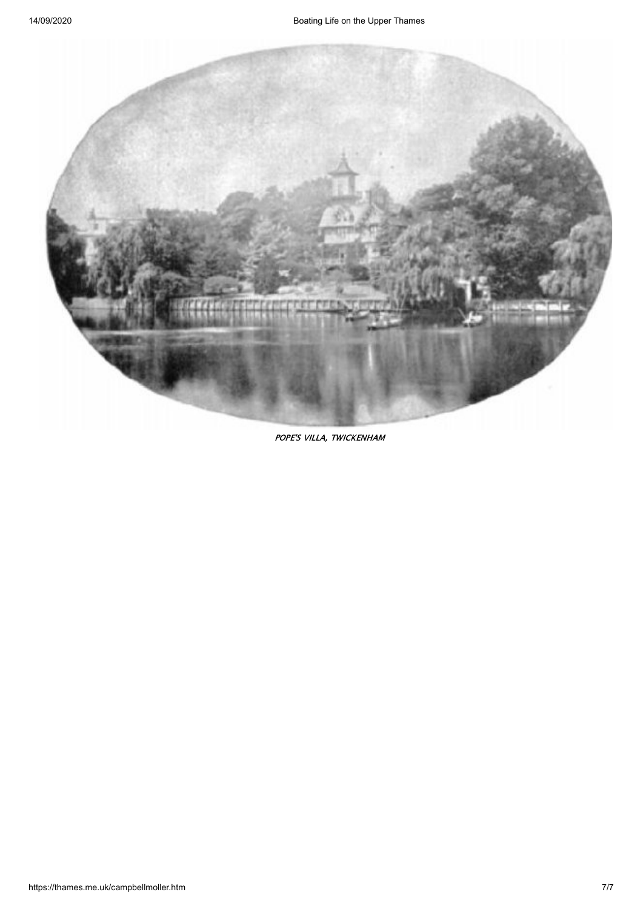POPE'S VILLA, TWICKENHAM